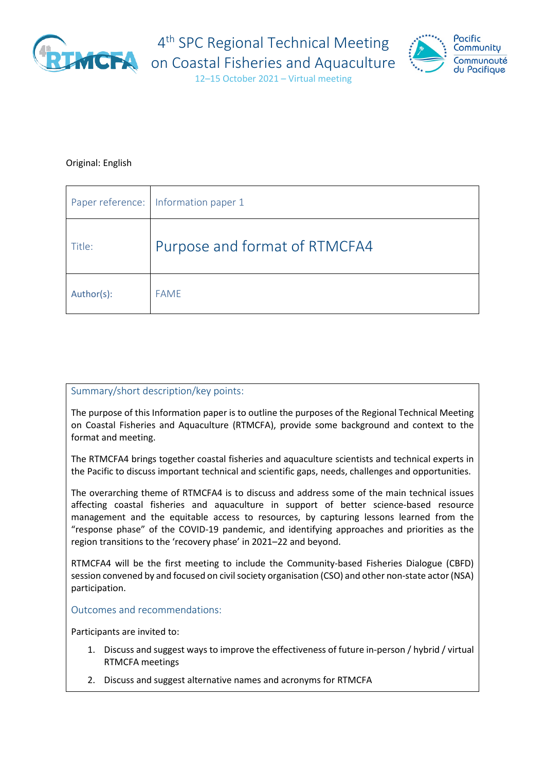# 4th SPC Regional Technical Meeting on Coastal Fisheries and Aquaculture

12–15 October 2021 – Virtual meeting

Original: English

| Paper reference: | Information paper 1 |
|---|---|
| Title: | Purpose and format of RTMCFA4 |
| Author(s): | FAME |

**Summary/short description/key points:**

The purpose of this Information paper is to outline the purposes of the Regional Technical Meeting on Coastal Fisheries and Aquaculture (RTMCFA), provide some background and context to the format and meeting.

The RTMCFA4 brings together coastal fisheries and aquaculture scientists and technical experts in the Pacific to discuss important technical and scientific gaps, needs, challenges and opportunities.

The overarching theme of RTMCFA4 is to discuss and address some of the main technical issues affecting coastal fisheries and aquaculture in support of better science-based resource management and the equitable access to resources, by capturing lessons learned from the "response phase" of the COVID-19 pandemic, and identifying approaches and priorities as the region transitions to the 'recovery phase' in 2021–22 and beyond.

RTMCFA4 will be the first meeting to include the Community-based Fisheries Dialogue (CBFD) session convened by and focused on civil society organisation (CSO) and other non-state actor (NSA) participation.

**Outcomes and recommendations:**

Participants are invited to:

1. Discuss and suggest ways to improve the effectiveness of future in-person / hybrid / virtual RTMCFA meetings
2. Discuss and suggest alternative names and acronyms for RTMCFA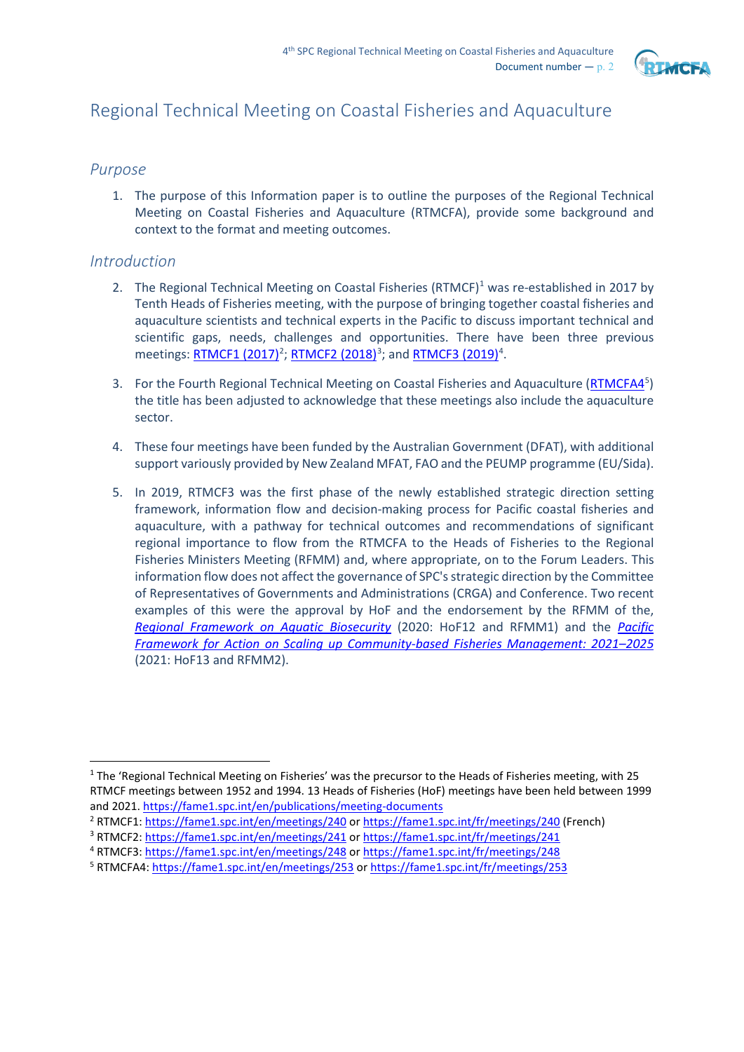# Regional Technical Meeting on Coastal Fisheries and Aquaculture

## *Purpose*

1. The purpose of this Information paper is to outline the purposes of the Regional Technical Meeting on Coastal Fisheries and Aquaculture (RTMCFA), provide some background and context to the format and meeting outcomes.

## *Introduction*

2. The Regional Technical Meeting on Coastal Fisheries (RTMCF)[1] was re-established in 2017 by Tenth Heads of Fisheries meeting, with the purpose of bringing together coastal fisheries and aquaculture scientists and technical experts in the Pacific to discuss important technical and scientific gaps, needs, challenges and opportunities. There have been three previous meetings: RTMCF1 (2017)[2]; RTMCF2 (2018)[3]; and RTMCF3 (2019)[4].

3. For the Fourth Regional Technical Meeting on Coastal Fisheries and Aquaculture (RTMCFA4[5]) the title has been adjusted to acknowledge that these meetings also include the aquaculture sector.

4. These four meetings have been funded by the Australian Government (DFAT), with additional support variously provided by New Zealand MFAT, FAO and the PEUMP programme (EU/Sida).

5. In 2019, RTMCF3 was the first phase of the newly established strategic direction setting framework, information flow and decision-making process for Pacific coastal fisheries and aquaculture, with a pathway for technical outcomes and recommendations of significant regional importance to flow from the RTMCFA to the Heads of Fisheries to the Regional Fisheries Ministers Meeting (RFMM) and, where appropriate, on to the Forum Leaders. This information flow does not affect the governance of SPC's strategic direction by the Committee of Representatives of Governments and Administrations (CRGA) and Conference. Two recent examples of this were the approval by HoF and the endorsement by the RFMM of the, *Regional Framework on Aquatic Biosecurity* (2020: HoF12 and RFMM1) and the *Pacific Framework for Action on Scaling up Community-based Fisheries Management: 2021–2025* (2021: HoF13 and RFMM2).

---

[1] The 'Regional Technical Meeting on Fisheries' was the precursor to the Heads of Fisheries meeting, with 25 RTMCF meetings between 1952 and 1994. 13 Heads of Fisheries (HoF) meetings have been held between 1999 and 2021. https://fame1.spc.int/en/publications/meeting-documents

[2] RTMCF1: https://fame1.spc.int/en/meetings/240 or https://fame1.spc.int/fr/meetings/240 (French)

[3] RTMCF2: https://fame1.spc.int/en/meetings/241 or https://fame1.spc.int/fr/meetings/241

[4] RTMCF3: https://fame1.spc.int/en/meetings/248 or https://fame1.spc.int/fr/meetings/248

[5] RTMCFA4: https://fame1.spc.int/en/meetings/253 or https://fame1.spc.int/fr/meetings/253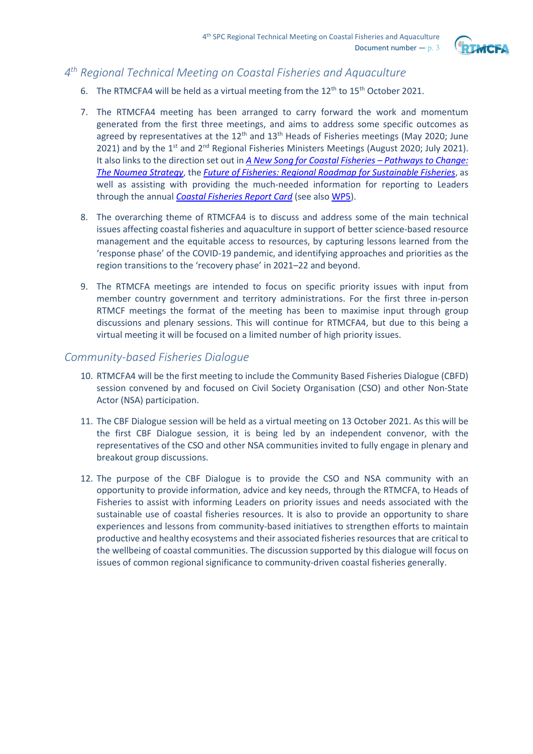## *4th Regional Technical Meeting on Coastal Fisheries and Aquaculture*

6. The RTMCFA4 will be held as a virtual meeting from the 12th to 15th October 2021.

7. The RTMCFA4 meeting has been arranged to carry forward the work and momentum generated from the first three meetings, and aims to address some specific outcomes as agreed by representatives at the 12th and 13th Heads of Fisheries meetings (May 2020; June 2021) and by the 1st and 2nd Regional Fisheries Ministers Meetings (August 2020; July 2021). It also links to the direction set out in *A New Song for Coastal Fisheries – Pathways to Change: The Noumea Strategy*, the *Future of Fisheries: Regional Roadmap for Sustainable Fisheries*, as well as assisting with providing the much-needed information for reporting to Leaders through the annual *Coastal Fisheries Report Card* (see also WP5).

8. The overarching theme of RTMCFA4 is to discuss and address some of the main technical issues affecting coastal fisheries and aquaculture in support of better science-based resource management and the equitable access to resources, by capturing lessons learned from the 'response phase' of the COVID-19 pandemic, and identifying approaches and priorities as the region transitions to the 'recovery phase' in 2021–22 and beyond.

9. The RTMCFA meetings are intended to focus on specific priority issues with input from member country government and territory administrations. For the first three in-person RTMCF meetings the format of the meeting has been to maximise input through group discussions and plenary sessions. This will continue for RTMCFA4, but due to this being a virtual meeting it will be focused on a limited number of high priority issues.

## *Community-based Fisheries Dialogue*

10. RTMCFA4 will be the first meeting to include the Community Based Fisheries Dialogue (CBFD) session convened by and focused on Civil Society Organisation (CSO) and other Non-State Actor (NSA) participation.

11. The CBF Dialogue session will be held as a virtual meeting on 13 October 2021. As this will be the first CBF Dialogue session, it is being led by an independent convenor, with the representatives of the CSO and other NSA communities invited to fully engage in plenary and breakout group discussions.

12. The purpose of the CBF Dialogue is to provide the CSO and NSA community with an opportunity to provide information, advice and key needs, through the RTMCFA, to Heads of Fisheries to assist with informing Leaders on priority issues and needs associated with the sustainable use of coastal fisheries resources. It is also to provide an opportunity to share experiences and lessons from community-based initiatives to strengthen efforts to maintain productive and healthy ecosystems and their associated fisheries resources that are critical to the wellbeing of coastal communities. The discussion supported by this dialogue will focus on issues of common regional significance to community-driven coastal fisheries generally.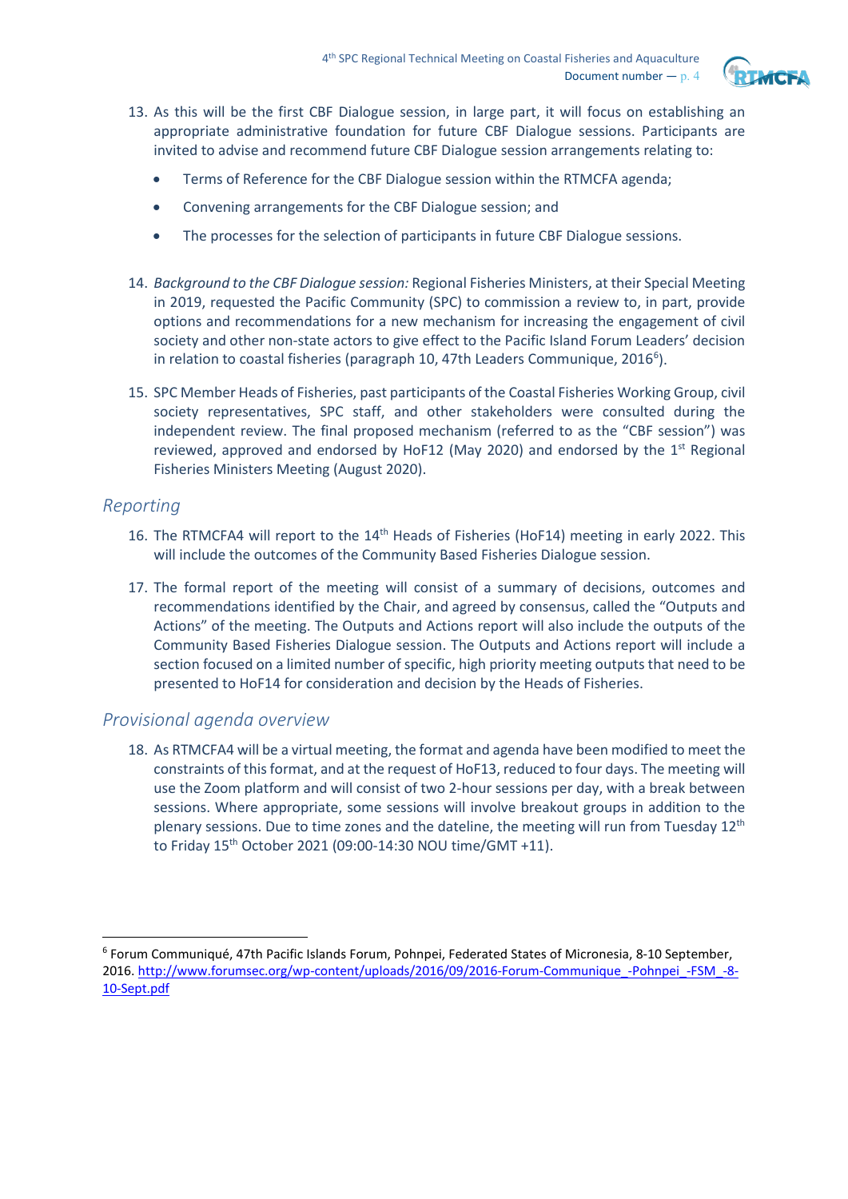13. As this will be the first CBF Dialogue session, in large part, it will focus on establishing an appropriate administrative foundation for future CBF Dialogue sessions. Participants are invited to advise and recommend future CBF Dialogue session arrangements relating to:

    - Terms of Reference for the CBF Dialogue session within the RTMCFA agenda;
    - Convening arrangements for the CBF Dialogue session; and
    - The processes for the selection of participants in future CBF Dialogue sessions.

14. *Background to the CBF Dialogue session:* Regional Fisheries Ministers, at their Special Meeting in 2019, requested the Pacific Community (SPC) to commission a review to, in part, provide options and recommendations for a new mechanism for increasing the engagement of civil society and other non-state actors to give effect to the Pacific Island Forum Leaders' decision in relation to coastal fisheries (paragraph 10, 47th Leaders Communique, 2016[6]).

15. SPC Member Heads of Fisheries, past participants of the Coastal Fisheries Working Group, civil society representatives, SPC staff, and other stakeholders were consulted during the independent review. The final proposed mechanism (referred to as the "CBF session") was reviewed, approved and endorsed by HoF12 (May 2020) and endorsed by the 1st Regional Fisheries Ministers Meeting (August 2020).

## Reporting

16. The RTMCFA4 will report to the 14th Heads of Fisheries (HoF14) meeting in early 2022. This will include the outcomes of the Community Based Fisheries Dialogue session.

17. The formal report of the meeting will consist of a summary of decisions, outcomes and recommendations identified by the Chair, and agreed by consensus, called the "Outputs and Actions" of the meeting. The Outputs and Actions report will also include the outputs of the Community Based Fisheries Dialogue session. The Outputs and Actions report will include a section focused on a limited number of specific, high priority meeting outputs that need to be presented to HoF14 for consideration and decision by the Heads of Fisheries.

## Provisional agenda overview

18. As RTMCFA4 will be a virtual meeting, the format and agenda have been modified to meet the constraints of this format, and at the request of HoF13, reduced to four days. The meeting will use the Zoom platform and will consist of two 2-hour sessions per day, with a break between sessions. Where appropriate, some sessions will involve breakout groups in addition to the plenary sessions. Due to time zones and the dateline, the meeting will run from Tuesday 12th to Friday 15th October 2021 (09:00-14:30 NOU time/GMT +11).

---

[6] Forum Communiqué, 47th Pacific Islands Forum, Pohnpei, Federated States of Micronesia, 8-10 September, 2016. http://www.forumsec.org/wp-content/uploads/2016/09/2016-Forum-Communique_-Pohnpei_-FSM_-8-10-Sept.pdf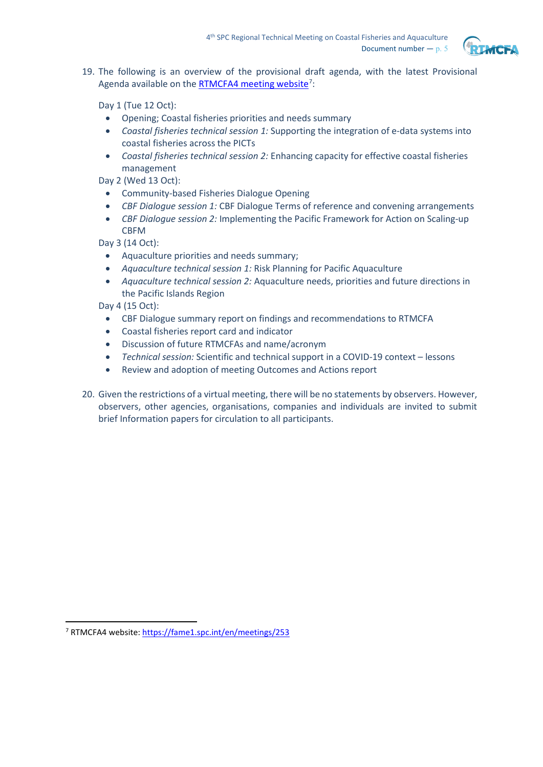19. The following is an overview of the provisional draft agenda, with the latest Provisional Agenda available on the RTMCFA4 meeting website[7]:

    Day 1 (Tue 12 Oct):
    - Opening; Coastal fisheries priorities and needs summary
    - *Coastal fisheries technical session 1:* Supporting the integration of e-data systems into coastal fisheries across the PICTs
    - *Coastal fisheries technical session 2:* Enhancing capacity for effective coastal fisheries management

    Day 2 (Wed 13 Oct):
    - Community-based Fisheries Dialogue Opening
    - *CBF Dialogue session 1:* CBF Dialogue Terms of reference and convening arrangements
    - *CBF Dialogue session 2:* Implementing the Pacific Framework for Action on Scaling-up CBFM

    Day 3 (14 Oct):
    - Aquaculture priorities and needs summary;
    - *Aquaculture technical session 1:* Risk Planning for Pacific Aquaculture
    - *Aquaculture technical session 2:* Aquaculture needs, priorities and future directions in the Pacific Islands Region

    Day 4 (15 Oct):
    - CBF Dialogue summary report on findings and recommendations to RTMCFA
    - Coastal fisheries report card and indicator
    - Discussion of future RTMCFAs and name/acronym
    - *Technical session:* Scientific and technical support in a COVID-19 context – lessons
    - Review and adoption of meeting Outcomes and Actions report

20. Given the restrictions of a virtual meeting, there will be no statements by observers. However, observers, other agencies, organisations, companies and individuals are invited to submit brief Information papers for circulation to all participants.

---

[7] RTMCFA4 website: https://fame1.spc.int/en/meetings/253